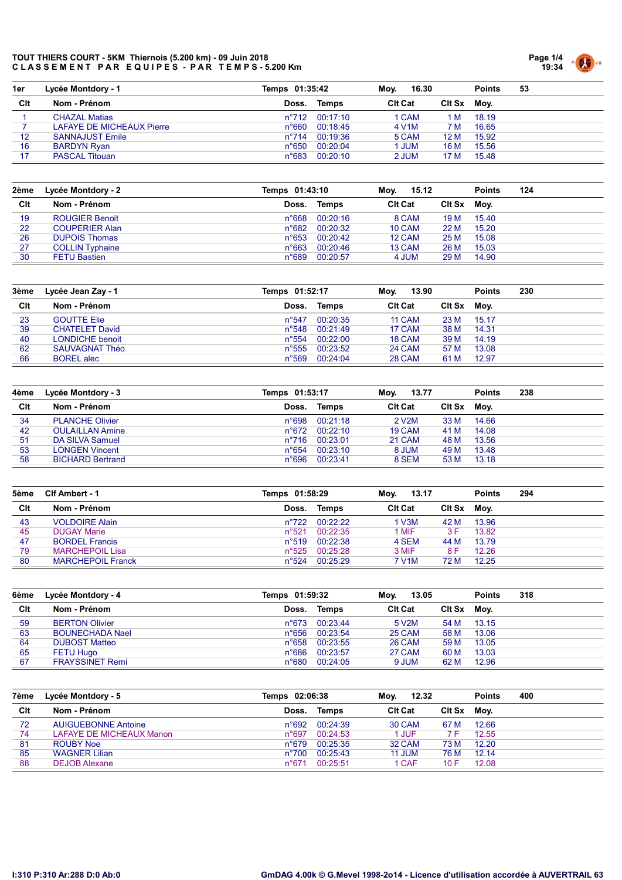# TOUT THIERS COURT - 5KM Thiernois (5.200 km) - 09 Juin 2018

## CLASSEMENT PAR EQUIPES - PAR TEMPS - 5.200 Km

| 1er | Lycée Montdory - 1 | Temps 01:35:42 | | Moy. 16.30 | | Points | 53 |
|---|---|---|---|---|---|---|---|
| **Clt** | **Nom - Prénom** | **Doss.** | **Temps** | **Clt Cat** | **Clt Sx** | **Moy.** | |
| 1 | CHAZAL Matias | n°712 | 00:17:10 | 1 CAM | 1 M | 18.19 | |
| 7 | LAFAYE DE MICHEAUX Pierre | n°660 | 00:18:45 | 4 V1M | 7 M | 16.65 | |
| 12 | SANNAJUST Emile | n°714 | 00:19:36 | 5 CAM | 12 M | 15.92 | |
| 16 | BARDYN Ryan | n°650 | 00:20:04 | 1 JUM | 16 M | 15.56 | |
| 17 | PASCAL Titouan | n°683 | 00:20:10 | 2 JUM | 17 M | 15.48 | |

| 2ème | Lycée Montdory - 2 | Temps 01:43:10 | | Moy. 15.12 | | Points | 124 |
|---|---|---|---|---|---|---|---|
| **Clt** | **Nom - Prénom** | **Doss.** | **Temps** | **Clt Cat** | **Clt Sx** | **Moy.** | |
| 19 | ROUGIER Benoit | n°668 | 00:20:16 | 8 CAM | 19 M | 15.40 | |
| 22 | COUPERIER Alan | n°682 | 00:20:32 | 10 CAM | 22 M | 15.20 | |
| 26 | DUPOIS Thomas | n°653 | 00:20:42 | 12 CAM | 25 M | 15.08 | |
| 27 | COLLIN Typhaine | n°663 | 00:20:46 | 13 CAM | 26 M | 15.03 | |
| 30 | FETU Bastien | n°689 | 00:20:57 | 4 JUM | 29 M | 14.90 | |

| 3ème | Lycée Jean Zay - 1 | Temps 01:52:17 | | Moy. 13.90 | | Points | 230 |
|---|---|---|---|---|---|---|---|
| **Clt** | **Nom - Prénom** | **Doss.** | **Temps** | **Clt Cat** | **Clt Sx** | **Moy.** | |
| 23 | GOUTTE Elie | n°547 | 00:20:35 | 11 CAM | 23 M | 15.17 | |
| 39 | CHATELET David | n°548 | 00:21:49 | 17 CAM | 38 M | 14.31 | |
| 40 | LONDICHE benoit | n°554 | 00:22:00 | 18 CAM | 39 M | 14.19 | |
| 62 | SAUVAGNAT Théo | n°555 | 00:23:52 | 24 CAM | 57 M | 13.08 | |
| 66 | BOREL alec | n°569 | 00:24:04 | 28 CAM | 61 M | 12.97 | |

| 4ème | Lycée Montdory - 3 | Temps 01:53:17 | | Moy. 13.77 | | Points | 238 |
|---|---|---|---|---|---|---|---|
| **Clt** | **Nom - Prénom** | **Doss.** | **Temps** | **Clt Cat** | **Clt Sx** | **Moy.** | |
| 34 | PLANCHE Olivier | n°698 | 00:21:18 | 2 V2M | 33 M | 14.66 | |
| 42 | OULAILLAN Amine | n°672 | 00:22:10 | 19 CAM | 41 M | 14.08 | |
| 51 | DA SILVA Samuel | n°716 | 00:23:01 | 21 CAM | 48 M | 13.56 | |
| 53 | LONGEN Vincent | n°654 | 00:23:10 | 8 JUM | 49 M | 13.48 | |
| 58 | BICHARD Bertrand | n°696 | 00:23:41 | 8 SEM | 53 M | 13.18 | |

| 5ème | Clf Ambert - 1 | Temps 01:58:29 | | Moy. 13.17 | | Points | 294 |
|---|---|---|---|---|---|---|---|
| **Clt** | **Nom - Prénom** | **Doss.** | **Temps** | **Clt Cat** | **Clt Sx** | **Moy.** | |
| 43 | VOLDOIRE Alain | n°722 | 00:22:22 | 1 V3M | 42 M | 13.96 | |
| 45 | DUGAY Marie | n°521 | 00:22:35 | 1 MIF | 3 F | 13.82 | |
| 47 | BORDEL Francis | n°519 | 00:22:38 | 4 SEM | 44 M | 13.79 | |
| 79 | MARCHEPOIL Lisa | n°525 | 00:25:28 | 3 MIF | 8 F | 12.26 | |
| 80 | MARCHEPOIL Franck | n°524 | 00:25:29 | 7 V1M | 72 M | 12.25 | |

| 6ème | Lycée Montdory - 4 | Temps 01:59:32 | | Moy. 13.05 | | Points | 318 |
|---|---|---|---|---|---|---|---|
| **Clt** | **Nom - Prénom** | **Doss.** | **Temps** | **Clt Cat** | **Clt Sx** | **Moy.** | |
| 59 | BERTON Olivier | n°673 | 00:23:44 | 5 V2M | 54 M | 13.15 | |
| 63 | BOUNECHADA Nael | n°656 | 00:23:54 | 25 CAM | 58 M | 13.06 | |
| 64 | DUBOST Matteo | n°658 | 00:23:55 | 26 CAM | 59 M | 13.05 | |
| 65 | FETU Hugo | n°686 | 00:23:57 | 27 CAM | 60 M | 13.03 | |
| 67 | FRAYSSINET Remi | n°680 | 00:24:05 | 9 JUM | 62 M | 12.96 | |

| 7ème | Lycée Montdory - 5 | Temps 02:06:38 | | Moy. 12.32 | | Points | 400 |
|---|---|---|---|---|---|---|---|
| **Clt** | **Nom - Prénom** | **Doss.** | **Temps** | **Clt Cat** | **Clt Sx** | **Moy.** | |
| 72 | AUIGUEBONNE Antoine | n°692 | 00:24:39 | 30 CAM | 67 M | 12.66 | |
| 74 | LAFAYE DE MICHEAUX Manon | n°697 | 00:24:53 | 1 JUF | 7 F | 12.55 | |
| 81 | ROUBY Noe | n°679 | 00:25:35 | 32 CAM | 73 M | 12.20 | |
| 85 | WAGNER Lilian | n°700 | 00:25:43 | 11 JUM | 76 M | 12.14 | |
| 88 | DEJOB Alexane | n°671 | 00:25:51 | 1 CAF | 10 F | 12.08 | |

I:310 P:310 Ar:288 D:0 Ab:0

GmDAG 4.00k © G.Mevel 1998-2014 - Licence d'utilisation accordée à AUVERTRAIL 63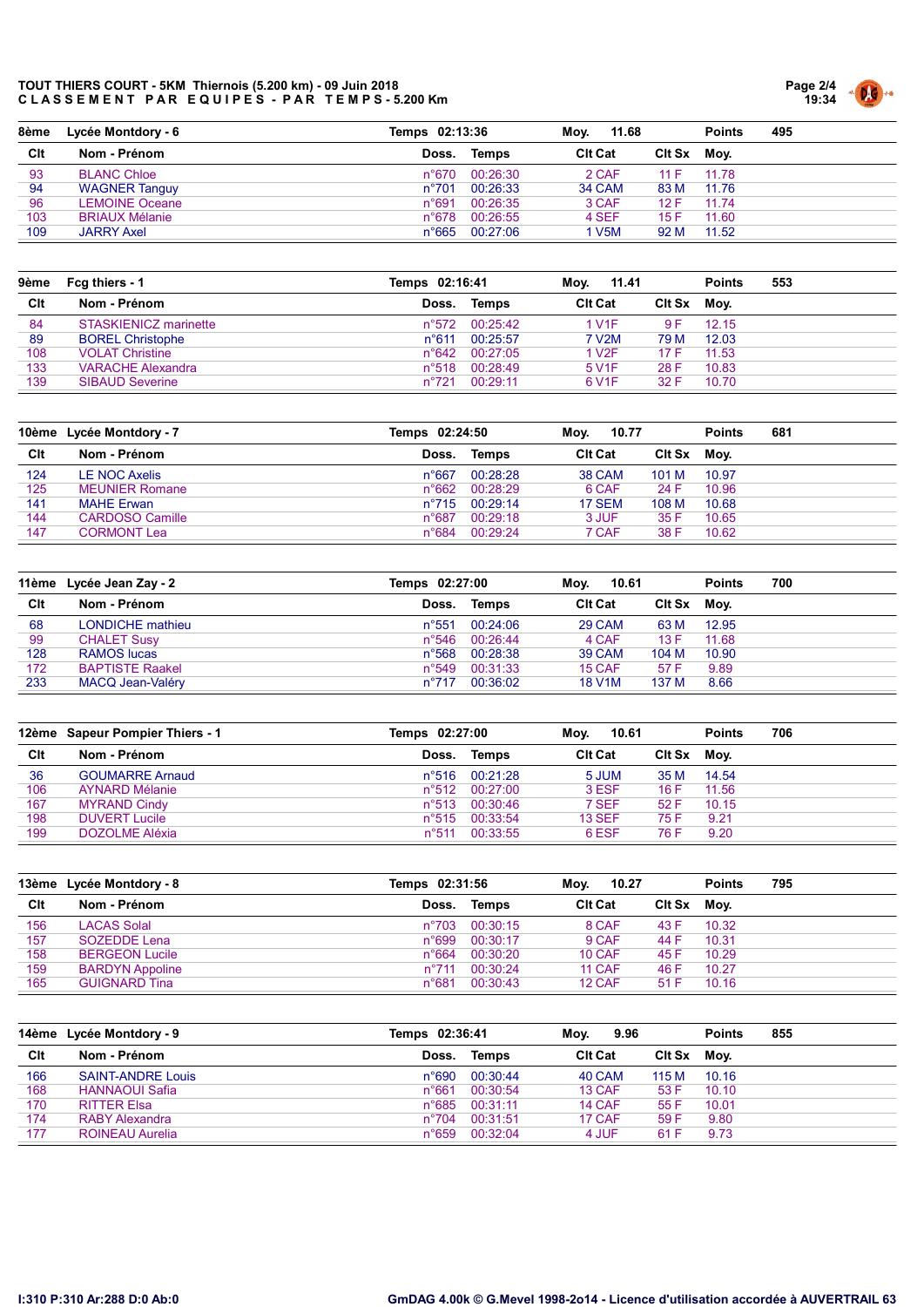**TOUT THIERS COURT - 5KM Thiernois (5.200 km) - 09 Juin 2018**
**C L A S S E M E N T   P A R   E Q U I P E S  -  P A R   T E M P S - 5.200 Km**

| 8ème | Lycée Montdory - 6 | Temps 02:13:36 | | Moy. 11.68 | | Points 495 |
|---|---|---|---|---|---|---|
| **Clt** | **Nom - Prénom** | **Doss.** | **Temps** | **Clt Cat** | **Clt Sx** | **Moy.** |
| 93 | BLANC Chloe | n°670 | 00:26:30 | 2 CAF | 11 F | 11.78 |
| 94 | WAGNER Tanguy | n°701 | 00:26:33 | 34 CAM | 83 M | 11.76 |
| 96 | LEMOINE Oceane | n°691 | 00:26:35 | 3 CAF | 12 F | 11.74 |
| 103 | BRIAUX Mélanie | n°678 | 00:26:55 | 4 SEF | 15 F | 11.60 |
| 109 | JARRY Axel | n°665 | 00:27:06 | 1 V5M | 92 M | 11.52 |

| 9ème | Fcg thiers - 1 | Temps 02:16:41 | | Moy. 11.41 | | Points 553 |
|---|---|---|---|---|---|---|
| **Clt** | **Nom - Prénom** | **Doss.** | **Temps** | **Clt Cat** | **Clt Sx** | **Moy.** |
| 84 | STASKIENICZ marinette | n°572 | 00:25:42 | 1 V1F | 9 F | 12.15 |
| 89 | BOREL Christophe | n°611 | 00:25:57 | 7 V2M | 79 M | 12.03 |
| 108 | VOLAT Christine | n°642 | 00:27:05 | 1 V2F | 17 F | 11.53 |
| 133 | VARACHE Alexandra | n°518 | 00:28:49 | 5 V1F | 28 F | 10.83 |
| 139 | SIBAUD Severine | n°721 | 00:29:11 | 6 V1F | 32 F | 10.70 |

| 10ème | Lycée Montdory - 7 | Temps 02:24:50 | | Moy. 10.77 | | Points 681 |
|---|---|---|---|---|---|---|
| **Clt** | **Nom - Prénom** | **Doss.** | **Temps** | **Clt Cat** | **Clt Sx** | **Moy.** |
| 124 | LE NOC Axelis | n°667 | 00:28:28 | 38 CAM | 101 M | 10.97 |
| 125 | MEUNIER Romane | n°662 | 00:28:29 | 6 CAF | 24 F | 10.96 |
| 141 | MAHE Erwan | n°715 | 00:29:14 | 17 SEM | 108 M | 10.68 |
| 144 | CARDOSO Camille | n°687 | 00:29:18 | 3 JUF | 35 F | 10.65 |
| 147 | CORMONT Lea | n°684 | 00:29:24 | 7 CAF | 38 F | 10.62 |

| 11ème | Lycée Jean Zay - 2 | Temps 02:27:00 | | Moy. 10.61 | | Points 700 |
|---|---|---|---|---|---|---|
| **Clt** | **Nom - Prénom** | **Doss.** | **Temps** | **Clt Cat** | **Clt Sx** | **Moy.** |
| 68 | LONDICHE mathieu | n°551 | 00:24:06 | 29 CAM | 63 M | 12.95 |
| 99 | CHALET Susy | n°546 | 00:26:44 | 4 CAF | 13 F | 11.68 |
| 128 | RAMOS lucas | n°568 | 00:28:38 | 39 CAM | 104 M | 10.90 |
| 172 | BAPTISTE Raakel | n°549 | 00:31:33 | 15 CAF | 57 F | 9.89 |
| 233 | MACQ Jean-Valéry | n°717 | 00:36:02 | 18 V1M | 137 M | 8.66 |

| 12ème | Sapeur Pompier Thiers - 1 | Temps 02:27:00 | | Moy. 10.61 | | Points 706 |
|---|---|---|---|---|---|---|
| **Clt** | **Nom - Prénom** | **Doss.** | **Temps** | **Clt Cat** | **Clt Sx** | **Moy.** |
| 36 | GOUMARRE Arnaud | n°516 | 00:21:28 | 5 JUM | 35 M | 14.54 |
| 106 | AYNARD Mélanie | n°512 | 00:27:00 | 3 ESF | 16 F | 11.56 |
| 167 | MYRAND Cindy | n°513 | 00:30:46 | 7 SEF | 52 F | 10.15 |
| 198 | DUVERT Lucile | n°515 | 00:33:54 | 13 SEF | 75 F | 9.21 |
| 199 | DOZOLME Aléxia | n°511 | 00:33:55 | 6 ESF | 76 F | 9.20 |

| 13ème | Lycée Montdory - 8 | Temps 02:31:56 | | Moy. 10.27 | | Points 795 |
|---|---|---|---|---|---|---|
| **Clt** | **Nom - Prénom** | **Doss.** | **Temps** | **Clt Cat** | **Clt Sx** | **Moy.** |
| 156 | LACAS Solal | n°703 | 00:30:15 | 8 CAF | 43 F | 10.32 |
| 157 | SOZEDDE Lena | n°699 | 00:30:17 | 9 CAF | 44 F | 10.31 |
| 158 | BERGEON Lucile | n°664 | 00:30:20 | 10 CAF | 45 F | 10.29 |
| 159 | BARDYN Appoline | n°711 | 00:30:24 | 11 CAF | 46 F | 10.27 |
| 165 | GUIGNARD Tina | n°681 | 00:30:43 | 12 CAF | 51 F | 10.16 |

| 14ème | Lycée Montdory - 9 | Temps 02:36:41 | | Moy. 9.96 | | Points 855 |
|---|---|---|---|---|---|---|
| **Clt** | **Nom - Prénom** | **Doss.** | **Temps** | **Clt Cat** | **Clt Sx** | **Moy.** |
| 166 | SAINT-ANDRE Louis | n°690 | 00:30:44 | 40 CAM | 115 M | 10.16 |
| 168 | HANNAOUI Safia | n°661 | 00:30:54 | 13 CAF | 53 F | 10.10 |
| 170 | RITTER Elsa | n°685 | 00:31:11 | 14 CAF | 55 F | 10.01 |
| 174 | RABY Alexandra | n°704 | 00:31:51 | 17 CAF | 59 F | 9.80 |
| 177 | ROINEAU Aurelia | n°659 | 00:32:04 | 4 JUF | 61 F | 9.73 |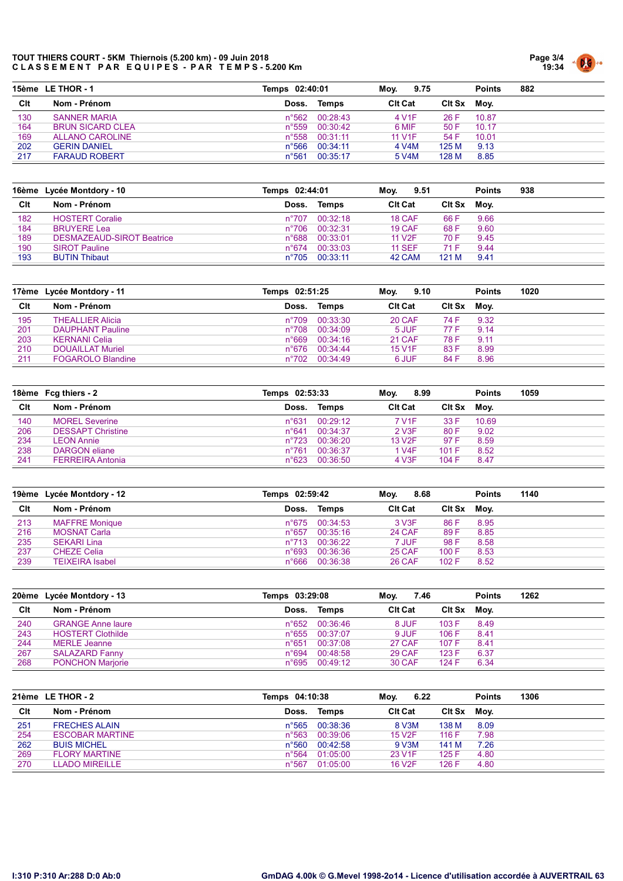**TOUT THIERS COURT - 5KM Thiernois (5.200 km) - 09 Juin 2018**
**CLASSEMENT PAR EQUIPES - PAR TEMPS - 5.200 Km**

| 15ème LE THOR - 1 | | Temps 02:40:01 | | Moy. 9.75 | | Points 882 |
|---|---|---|---|---|---|---|
| **Clt** | **Nom - Prénom** | **Doss.** | **Temps** | **Clt Cat** | **Clt Sx** | **Moy.** |
| 130 | SANNER MARIA | n°562 | 00:28:43 | 4 V1F | 26 F | 10.87 |
| 164 | BRUN SICARD CLEA | n°559 | 00:30:42 | 6 MIF | 50 F | 10.17 |
| 169 | ALLANO CAROLINE | n°558 | 00:31:11 | 11 V1F | 54 F | 10.01 |
| 202 | GERIN DANIEL | n°566 | 00:34:11 | 4 V4M | 125 M | 9.13 |
| 217 | FARAUD ROBERT | n°561 | 00:35:17 | 5 V4M | 128 M | 8.85 |

| 16ème Lycée Montdory - 10 | | Temps 02:44:01 | | Moy. 9.51 | | Points 938 |
|---|---|---|---|---|---|---|
| **Clt** | **Nom - Prénom** | **Doss.** | **Temps** | **Clt Cat** | **Clt Sx** | **Moy.** |
| 182 | HOSTERT Coralie | n°707 | 00:32:18 | 18 CAF | 66 F | 9.66 |
| 184 | BRUYERE Lea | n°706 | 00:32:31 | 19 CAF | 68 F | 9.60 |
| 189 | DESMAZEAUD-SIROT Beatrice | n°688 | 00:33:01 | 11 V2F | 70 F | 9.45 |
| 190 | SIROT Pauline | n°674 | 00:33:03 | 11 SEF | 71 F | 9.44 |
| 193 | BUTIN Thibaut | n°705 | 00:33:11 | 42 CAM | 121 M | 9.41 |

| 17ème Lycée Montdory - 11 | | Temps 02:51:25 | | Moy. 9.10 | | Points 1020 |
|---|---|---|---|---|---|---|
| **Clt** | **Nom - Prénom** | **Doss.** | **Temps** | **Clt Cat** | **Clt Sx** | **Moy.** |
| 195 | THEALLIER Alicia | n°709 | 00:33:30 | 20 CAF | 74 F | 9.32 |
| 201 | DAUPHANT Pauline | n°708 | 00:34:09 | 5 JUF | 77 F | 9.14 |
| 203 | KERNANI Celia | n°669 | 00:34:16 | 21 CAF | 78 F | 9.11 |
| 210 | DOUAILLAT Muriel | n°676 | 00:34:44 | 15 V1F | 83 F | 8.99 |
| 211 | FOGAROLO Blandine | n°702 | 00:34:49 | 6 JUF | 84 F | 8.96 |

| 18ème Fcg thiers - 2 | | Temps 02:53:33 | | Moy. 8.99 | | Points 1059 |
|---|---|---|---|---|---|---|
| **Clt** | **Nom - Prénom** | **Doss.** | **Temps** | **Clt Cat** | **Clt Sx** | **Moy.** |
| 140 | MOREL Severine | n°631 | 00:29:12 | 7 V1F | 33 F | 10.69 |
| 206 | DESSAPT Christine | n°641 | 00:34:37 | 2 V3F | 80 F | 9.02 |
| 234 | LEON Annie | n°723 | 00:36:20 | 13 V2F | 97 F | 8.59 |
| 238 | DARGON eliane | n°761 | 00:36:37 | 1 V4F | 101 F | 8.52 |
| 241 | FERREIRA Antonia | n°623 | 00:36:50 | 4 V3F | 104 F | 8.47 |

| 19ème Lycée Montdory - 12 | | Temps 02:59:42 | | Moy. 8.68 | | Points 1140 |
|---|---|---|---|---|---|---|
| **Clt** | **Nom - Prénom** | **Doss.** | **Temps** | **Clt Cat** | **Clt Sx** | **Moy.** |
| 213 | MAFFRE Monique | n°675 | 00:34:53 | 3 V3F | 86 F | 8.95 |
| 216 | MOSNAT Carla | n°657 | 00:35:16 | 24 CAF | 89 F | 8.85 |
| 235 | SEKARI Lina | n°713 | 00:36:22 | 7 JUF | 98 F | 8.58 |
| 237 | CHEZE Celia | n°693 | 00:36:36 | 25 CAF | 100 F | 8.53 |
| 239 | TEIXEIRA Isabel | n°666 | 00:36:38 | 26 CAF | 102 F | 8.52 |

| 20ème Lycée Montdory - 13 | | Temps 03:29:08 | | Moy. 7.46 | | Points 1262 |
|---|---|---|---|---|---|---|
| **Clt** | **Nom - Prénom** | **Doss.** | **Temps** | **Clt Cat** | **Clt Sx** | **Moy.** |
| 240 | GRANGE Anne laure | n°652 | 00:36:46 | 8 JUF | 103 F | 8.49 |
| 243 | HOSTERT Clothilde | n°655 | 00:37:07 | 9 JUF | 106 F | 8.41 |
| 244 | MERLE Jeanne | n°651 | 00:37:08 | 27 CAF | 107 F | 8.41 |
| 267 | SALAZARD Fanny | n°694 | 00:48:58 | 29 CAF | 123 F | 6.37 |
| 268 | PONCHON Marjorie | n°695 | 00:49:12 | 30 CAF | 124 F | 6.34 |

| 21ème LE THOR - 2 | | Temps 04:10:38 | | Moy. 6.22 | | Points 1306 |
|---|---|---|---|---|---|---|
| **Clt** | **Nom - Prénom** | **Doss.** | **Temps** | **Clt Cat** | **Clt Sx** | **Moy.** |
| 251 | FRECHES ALAIN | n°565 | 00:38:36 | 8 V3M | 138 M | 8.09 |
| 254 | ESCOBAR MARTINE | n°563 | 00:39:06 | 15 V2F | 116 F | 7.98 |
| 262 | BUIS MICHEL | n°560 | 00:42:58 | 9 V3M | 141 M | 7.26 |
| 269 | FLORY MARTINE | n°564 | 01:05:00 | 23 V1F | 125 F | 4.80 |
| 270 | LLADO MIREILLE | n°567 | 01:05:00 | 16 V2F | 126 F | 4.80 |

I:310 P:310 Ar:288 D:0 Ab:0

GmDAG 4.00k © G.Mevel 1998-2o14 - Licence d'utilisation accordée à AUVERTRAIL 63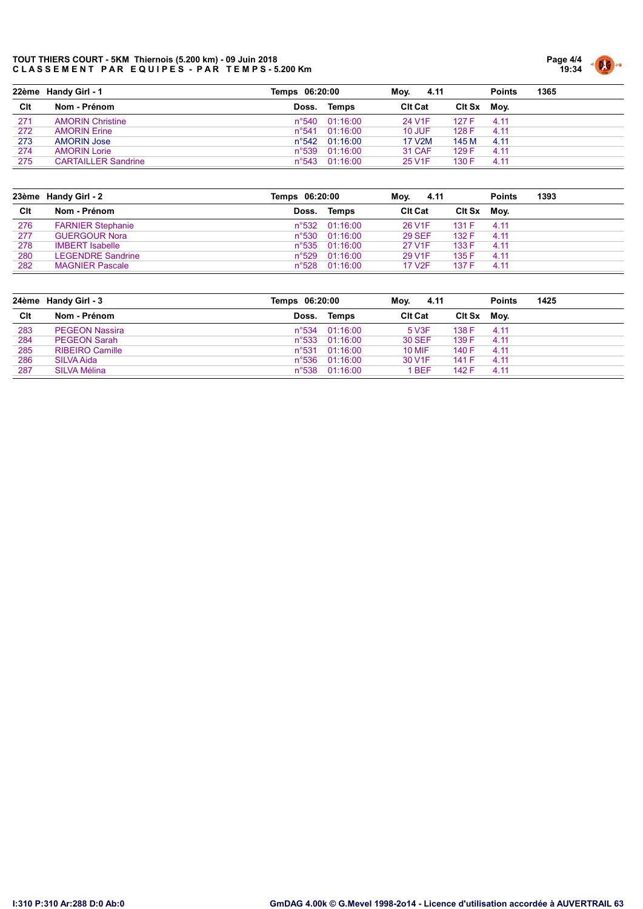**TOUT THIERS COURT - 5KM Thiernois (5.200 km) - 09 Juin 2018**
**C L A S S E M E N T P A R E Q U I P E S - P A R T E M P S - 5.200 Km**

| 22ème Handy Girl - 1 | | Temps 06:20:00 | | Moy. 4.11 | | Points 1365 |
|---|---|---|---|---|---|---|
| **Clt** | **Nom - Prénom** | **Doss.** | **Temps** | **Clt Cat** | **Clt Sx** | **Moy.** |
| 271 | AMORIN Christine | n°540 | 01:16:00 | 24 V1F | 127 F | 4.11 |
| 272 | AMORIN Erine | n°541 | 01:16:00 | 10 JUF | 128 F | 4.11 |
| 273 | AMORIN Jose | n°542 | 01:16:00 | 17 V2M | 145 M | 4.11 |
| 274 | AMORIN Lorie | n°539 | 01:16:00 | 31 CAF | 129 F | 4.11 |
| 275 | CARTAILLER Sandrine | n°543 | 01:16:00 | 25 V1F | 130 F | 4.11 |

| 23ème Handy Girl - 2 | | Temps 06:20:00 | | Moy. 4.11 | | Points 1393 |
|---|---|---|---|---|---|---|
| **Clt** | **Nom - Prénom** | **Doss.** | **Temps** | **Clt Cat** | **Clt Sx** | **Moy.** |
| 276 | FARNIER Stephanie | n°532 | 01:16:00 | 26 V1F | 131 F | 4.11 |
| 277 | GUERGOUR Nora | n°530 | 01:16:00 | 29 SEF | 132 F | 4.11 |
| 278 | IMBERT Isabelle | n°535 | 01:16:00 | 27 V1F | 133 F | 4.11 |
| 280 | LEGENDRE Sandrine | n°529 | 01:16:00 | 29 V1F | 135 F | 4.11 |
| 282 | MAGNIER Pascale | n°528 | 01:16:00 | 17 V2F | 137 F | 4.11 |

| 24ème Handy Girl - 3 | | Temps 06:20:00 | | Moy. 4.11 | | Points 1425 |
|---|---|---|---|---|---|---|
| **Clt** | **Nom - Prénom** | **Doss.** | **Temps** | **Clt Cat** | **Clt Sx** | **Moy.** |
| 283 | PEGEON Nassira | n°534 | 01:16:00 | 5 V3F | 138 F | 4.11 |
| 284 | PEGEON Sarah | n°533 | 01:16:00 | 30 SEF | 139 F | 4.11 |
| 285 | RIBEIRO Camille | n°531 | 01:16:00 | 10 MIF | 140 F | 4.11 |
| 286 | SILVA Aida | n°536 | 01:16:00 | 30 V1F | 141 F | 4.11 |
| 287 | SILVA Mélina | n°538 | 01:16:00 | 1 BEF | 142 F | 4.11 |

I:310 P:310 Ar:288 D:0 Ab:0

GmDAG 4.00k © G.Mevel 1998-2o14 - Licence d'utilisation accordée à AUVERTRAIL 63